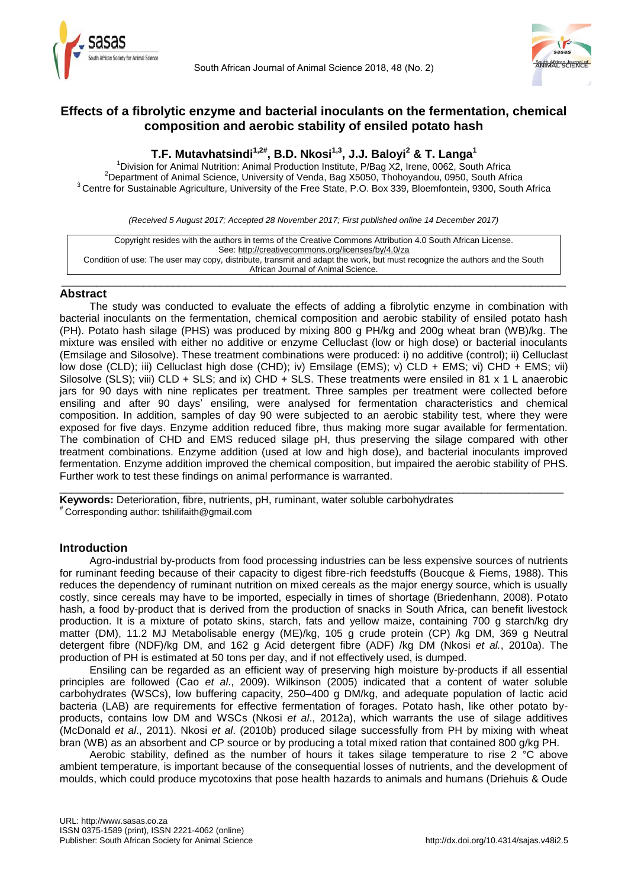# Effects of a fibrolytic enzyme and bacterial inoculants on the fermentation, chemical composition and aerobic stability of ensiled potato hash

**T.F. Mutavhatsindi[1,2#], B.D. Nkosi[1,3], J.J. Baloyi[2] & T. Langa[1]**

[1]Division for Animal Nutrition: Animal Production Institute, P/Bag X2, Irene, 0062, South Africa
[2]Department of Animal Science, University of Venda, Bag X5050, Thohoyandou, 0950, South Africa
[3]Centre for Sustainable Agriculture, University of the Free State, P.O. Box 339, Bloemfontein, 9300, South Africa

*(Received 5 August 2017; Accepted 28 November 2017; First published online 14 December 2017)*

Copyright resides with the authors in terms of the Creative Commons Attribution 4.0 South African License.
See: http://creativecommons.org/licenses/by/4.0/za
Condition of use: The user may copy, distribute, transmit and adapt the work, but must recognize the authors and the South African Journal of Animal Science.

## Abstract

The study was conducted to evaluate the effects of adding a fibrolytic enzyme in combination with bacterial inoculants on the fermentation, chemical composition and aerobic stability of ensiled potato hash (PH). Potato hash silage (PHS) was produced by mixing 800 g PH/kg and 200g wheat bran (WB)/kg. The mixture was ensiled with either no additive or enzyme Celluclast (low or high dose) or bacterial inoculants (Emsilage and Silosolve). These treatment combinations were produced: i) no additive (control); ii) Celluclast low dose (CLD); iii) Celluclast high dose (CHD); iv) Emsilage (EMS); v) CLD + EMS; vi) CHD + EMS; vii) Silosolve (SLS); viii) CLD + SLS; and ix) CHD + SLS. These treatments were ensiled in 81 x 1 L anaerobic jars for 90 days with nine replicates per treatment. Three samples per treatment were collected before ensiling and after 90 days' ensiling, were analysed for fermentation characteristics and chemical composition. In addition, samples of day 90 were subjected to an aerobic stability test, where they were exposed for five days. Enzyme addition reduced fibre, thus making more sugar available for fermentation. The combination of CHD and EMS reduced silage pH, thus preserving the silage compared with other treatment combinations. Enzyme addition (used at low and high dose), and bacterial inoculants improved fermentation. Enzyme addition improved the chemical composition, but impaired the aerobic stability of PHS. Further work to test these findings on animal performance is warranted.

**Keywords:** Deterioration, fibre, nutrients, pH, ruminant, water soluble carbohydrates
[#] Corresponding author: tshilifaith@gmail.com

## Introduction

Agro-industrial by-products from food processing industries can be less expensive sources of nutrients for ruminant feeding because of their capacity to digest fibre-rich feedstuffs (Boucque & Fiems, 1988). This reduces the dependency of ruminant nutrition on mixed cereals as the major energy source, which is usually costly, since cereals may have to be imported, especially in times of shortage (Briedenhann, 2008). Potato hash, a food by-product that is derived from the production of snacks in South Africa, can benefit livestock production. It is a mixture of potato skins, starch, fats and yellow maize, containing 700 g starch/kg dry matter (DM), 11.2 MJ Metabolisable energy (ME)/kg, 105 g crude protein (CP) /kg DM, 369 g Neutral detergent fibre (NDF)/kg DM, and 162 g Acid detergent fibre (ADF) /kg DM (Nkosi *et al.*, 2010a). The production of PH is estimated at 50 tons per day, and if not effectively used, is dumped.

Ensiling can be regarded as an efficient way of preserving high moisture by-products if all essential principles are followed (Cao *et al*., 2009). Wilkinson (2005) indicated that a content of water soluble carbohydrates (WSCs), low buffering capacity, 250–400 g DM/kg, and adequate population of lactic acid bacteria (LAB) are requirements for effective fermentation of forages. Potato hash, like other potato by-products, contains low DM and WSCs (Nkosi *et al*., 2012a), which warrants the use of silage additives (McDonald *et al*., 2011). Nkosi *et al*. (2010b) produced silage successfully from PH by mixing with wheat bran (WB) as an absorbent and CP source or by producing a total mixed ration that contained 800 g/kg PH.

Aerobic stability, defined as the number of hours it takes silage temperature to rise 2 °C above ambient temperature, is important because of the consequential losses of nutrients, and the development of moulds, which could produce mycotoxins that pose health hazards to animals and humans (Driehuis & Oude

URL: http://www.sasas.co.za
ISSN 0375-1589 (print), ISSN 2221-4062 (online)
Publisher: South African Society for Animal Science
http://dx.doi.org/10.4314/sajas.v48i2.5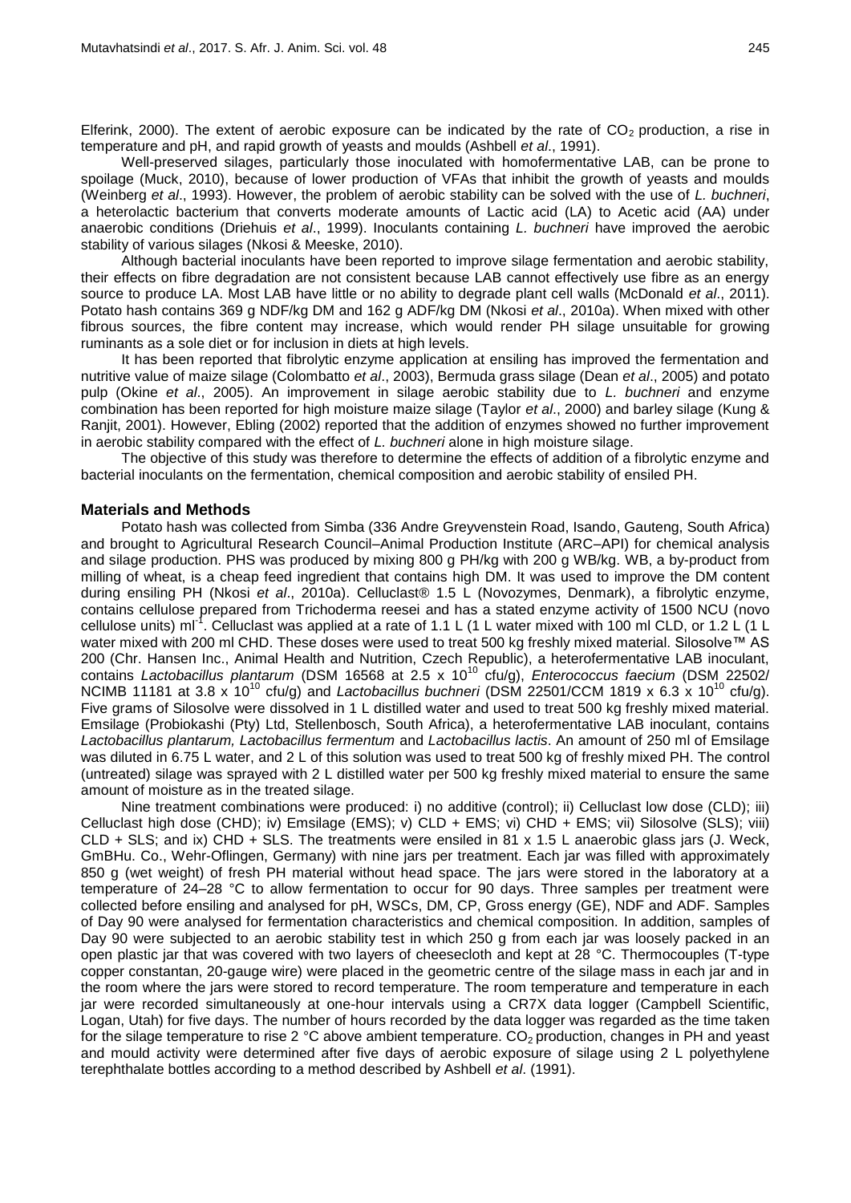Elferink, 2000). The extent of aerobic exposure can be indicated by the rate of $CO_2$ production, a rise in temperature and pH, and rapid growth of yeasts and moulds (Ashbell *et al*., 1991).

Well-preserved silages, particularly those inoculated with homofermentative LAB, can be prone to spoilage (Muck, 2010), because of lower production of VFAs that inhibit the growth of yeasts and moulds (Weinberg *et al*., 1993). However, the problem of aerobic stability can be solved with the use of *L. buchneri*, a heterolactic bacterium that converts moderate amounts of Lactic acid (LA) to Acetic acid (AA) under anaerobic conditions (Driehuis *et al*., 1999). Inoculants containing *L. buchneri* have improved the aerobic stability of various silages (Nkosi & Meeske, 2010).

Although bacterial inoculants have been reported to improve silage fermentation and aerobic stability, their effects on fibre degradation are not consistent because LAB cannot effectively use fibre as an energy source to produce LA. Most LAB have little or no ability to degrade plant cell walls (McDonald *et al*., 2011). Potato hash contains 369 g NDF/kg DM and 162 g ADF/kg DM (Nkosi *et al*., 2010a). When mixed with other fibrous sources, the fibre content may increase, which would render PH silage unsuitable for growing ruminants as a sole diet or for inclusion in diets at high levels.

It has been reported that fibrolytic enzyme application at ensiling has improved the fermentation and nutritive value of maize silage (Colombatto *et al*., 2003), Bermuda grass silage (Dean *et al*., 2005) and potato pulp (Okine *et al*., 2005). An improvement in silage aerobic stability due to *L. buchneri* and enzyme combination has been reported for high moisture maize silage (Taylor *et al*., 2000) and barley silage (Kung & Ranjit, 2001). However, Ebling (2002) reported that the addition of enzymes showed no further improvement in aerobic stability compared with the effect of *L. buchneri* alone in high moisture silage.

The objective of this study was therefore to determine the effects of addition of a fibrolytic enzyme and bacterial inoculants on the fermentation, chemical composition and aerobic stability of ensiled PH.

## Materials and Methods

Potato hash was collected from Simba (336 Andre Greyvenstein Road, Isando, Gauteng, South Africa) and brought to Agricultural Research Council–Animal Production Institute (ARC–API) for chemical analysis and silage production. PHS was produced by mixing 800 g PH/kg with 200 g WB/kg. WB, a by-product from milling of wheat, is a cheap feed ingredient that contains high DM. It was used to improve the DM content during ensiling PH (Nkosi *et al*., 2010a). Celluclast® 1.5 L (Novozymes, Denmark), a fibrolytic enzyme, contains cellulose prepared from Trichoderma reesei and has a stated enzyme activity of 1500 NCU (novo cellulose units) $ml^{-1}$. Celluclast was applied at a rate of 1.1 L (1 L water mixed with 100 ml CLD, or 1.2 L (1 L water mixed with 200 ml CHD. These doses were used to treat 500 kg freshly mixed material. Silosolve™ AS 200 (Chr. Hansen Inc., Animal Health and Nutrition, Czech Republic), a heterofermentative LAB inoculant, contains *Lactobacillus plantarum* (DSM 16568 at $2.5 \times 10^{10}$ cfu/g), *Enterococcus faecium* (DSM 22502/ NCIMB 11181 at $3.8 \times 10^{10}$ cfu/g) and *Lactobacillus buchneri* (DSM 22501/CCM 1819 x $6.3 \times 10^{10}$ cfu/g). Five grams of Silosolve were dissolved in 1 L distilled water and used to treat 500 kg freshly mixed material. Emsilage (Probiokashi (Pty) Ltd, Stellenbosch, South Africa), a heterofermentative LAB inoculant, contains *Lactobacillus plantarum, Lactobacillus fermentum* and *Lactobacillus lactis*. An amount of 250 ml of Emsilage was diluted in 6.75 L water, and 2 L of this solution was used to treat 500 kg of freshly mixed PH. The control (untreated) silage was sprayed with 2 L distilled water per 500 kg freshly mixed material to ensure the same amount of moisture as in the treated silage.

Nine treatment combinations were produced: i) no additive (control); ii) Celluclast low dose (CLD); iii) Celluclast high dose (CHD); iv) Emsilage (EMS); v) CLD + EMS; vi) CHD + EMS; vii) Silosolve (SLS); viii) CLD + SLS; and ix) CHD + SLS. The treatments were ensiled in 81 x 1.5 L anaerobic glass jars (J. Weck, GmBHu. Co., Wehr-Oflingen, Germany) with nine jars per treatment. Each jar was filled with approximately 850 g (wet weight) of fresh PH material without head space. The jars were stored in the laboratory at a temperature of 24–28 °C to allow fermentation to occur for 90 days. Three samples per treatment were collected before ensiling and analysed for pH, WSCs, DM, CP, Gross energy (GE), NDF and ADF. Samples of Day 90 were analysed for fermentation characteristics and chemical composition. In addition, samples of Day 90 were subjected to an aerobic stability test in which 250 g from each jar was loosely packed in an open plastic jar that was covered with two layers of cheesecloth and kept at 28 °C. Thermocouples (T-type copper constantan, 20-gauge wire) were placed in the geometric centre of the silage mass in each jar and in the room where the jars were stored to record temperature. The room temperature and temperature in each jar were recorded simultaneously at one-hour intervals using a CR7X data logger (Campbell Scientific, Logan, Utah) for five days. The number of hours recorded by the data logger was regarded as the time taken for the silage temperature to rise 2 °C above ambient temperature. $CO_2$ production, changes in PH and yeast and mould activity were determined after five days of aerobic exposure of silage using 2 L polyethylene terephthalate bottles according to a method described by Ashbell *et al*. (1991).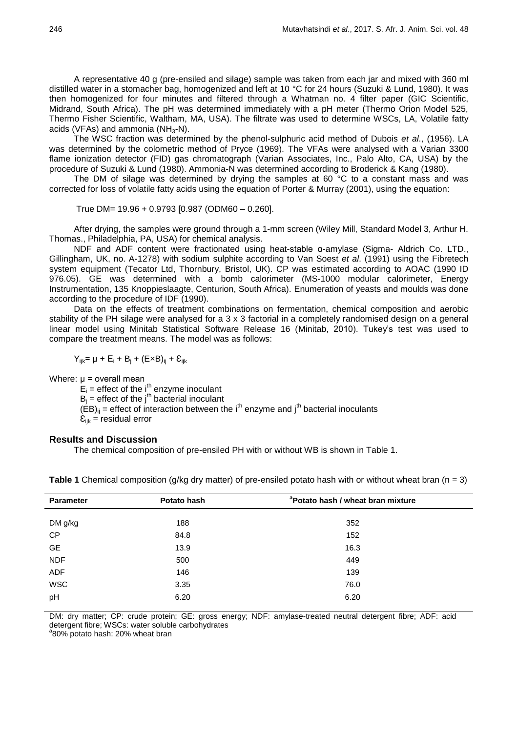A representative 40 g (pre-ensiled and silage) sample was taken from each jar and mixed with 360 ml distilled water in a stomacher bag, homogenized and left at 10 °C for 24 hours (Suzuki & Lund, 1980). It was then homogenized for four minutes and filtered through a Whatman no. 4 filter paper (GIC Scientific, Midrand, South Africa). The pH was determined immediately with a pH meter (Thermo Orion Model 525, Thermo Fisher Scientific, Waltham, MA, USA). The filtrate was used to determine WSCs, LA, Volatile fatty acids (VFAs) and ammonia ($NH_3$-N).

The WSC fraction was determined by the phenol-sulphuric acid method of Dubois *et al*., (1956). LA was determined by the colometric method of Pryce (1969). The VFAs were analysed with a Varian 3300 flame ionization detector (FID) gas chromatograph (Varian Associates, Inc., Palo Alto, CA, USA) by the procedure of Suzuki & Lund (1980). Ammonia-N was determined according to Broderick & Kang (1980).

The DM of silage was determined by drying the samples at 60 °C to a constant mass and was corrected for loss of volatile fatty acids using the equation of Porter & Murray (2001), using the equation:

$$\text{True DM} = 19.96 + 0.9793\ [0.987\ (\text{ODM60} - 0.260]$$

After drying, the samples were ground through a 1-mm screen (Wiley Mill, Standard Model 3, Arthur H. Thomas., Philadelphia, PA, USA) for chemical analysis.

NDF and ADF content were fractionated using heat-stable α-amylase (Sigma- Aldrich Co. LTD., Gillingham, UK, no. A-1278) with sodium sulphite according to Van Soest *et al*. (1991) using the Fibretech system equipment (Tecator Ltd, Thornbury, Bristol, UK). CP was estimated according to AOAC (1990 ID 976.05). GE was determined with a bomb calorimeter (MS-1000 modular calorimeter, Energy Instrumentation, 135 Knoppieslaagte, Centurion, South Africa). Enumeration of yeasts and moulds was done according to the procedure of IDF (1990).

Data on the effects of treatment combinations on fermentation, chemical composition and aerobic stability of the PH silage were analysed for a 3 x 3 factorial in a completely randomised design on a general linear model using Minitab Statistical Software Release 16 (Minitab, 2010). Tukey's test was used to compare the treatment means. The model was as follows:

$$Y_{ijk} = \mu + E_i + B_j + (E \times B)_{ij} + \varepsilon_{ijk}$$

Where: $\mu$ = overall mean
$E_i$ = effect of the $i^{th}$ enzyme inoculant
$B_j$ = effect of the $j^{th}$ bacterial inoculant
$(EB)_{ij}$ = effect of interaction between the $i^{th}$ enzyme and $j^{th}$ bacterial inoculants
$\varepsilon_{ijk}$ = residual error

## Results and Discussion

The chemical composition of pre-ensiled PH with or without WB is shown in Table 1.

**Table 1** Chemical composition (g/kg dry matter) of pre-ensiled potato hash with or without wheat bran (n = 3)

| Parameter | Potato hash | [a]Potato hash / wheat bran mixture |
|---|---|---|
| DM g/kg | 188 | 352 |
| CP | 84.8 | 152 |
| GE | 13.9 | 16.3 |
| NDF | 500 | 449 |
| ADF | 146 | 139 |
| WSC | 3.35 | 76.0 |
| pH | 6.20 | 6.20 |

DM: dry matter; CP: crude protein; GE: gross energy; NDF: amylase-treated neutral detergent fibre; ADF: acid detergent fibre; WSCs: water soluble carbohydrates
[a]80% potato hash: 20% wheat bran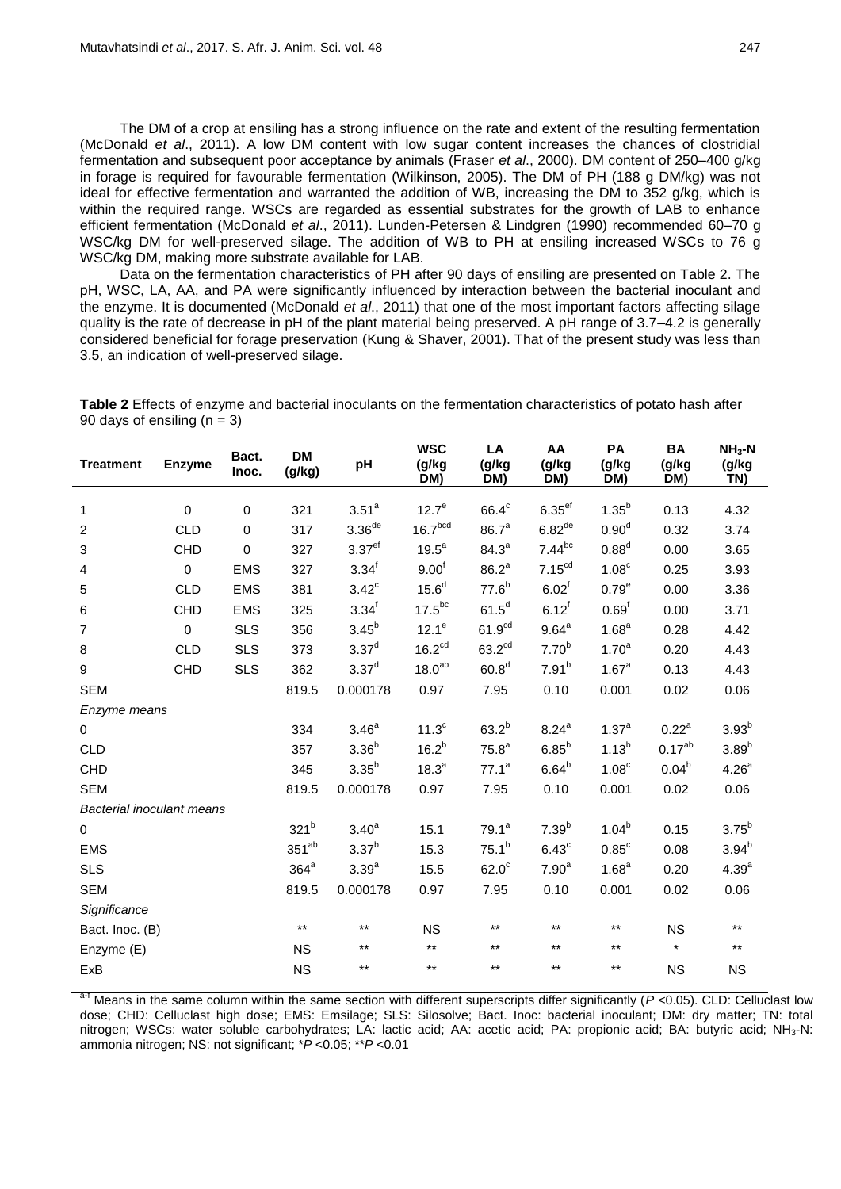The DM of a crop at ensiling has a strong influence on the rate and extent of the resulting fermentation (McDonald *et al*., 2011). A low DM content with low sugar content increases the chances of clostridial fermentation and subsequent poor acceptance by animals (Fraser *et al*., 2000). DM content of 250–400 g/kg in forage is required for favourable fermentation (Wilkinson, 2005). The DM of PH (188 g DM/kg) was not ideal for effective fermentation and warranted the addition of WB, increasing the DM to 352 g/kg, which is within the required range. WSCs are regarded as essential substrates for the growth of LAB to enhance efficient fermentation (McDonald *et al*., 2011). Lunden-Petersen & Lindgren (1990) recommended 60–70 g WSC/kg DM for well-preserved silage. The addition of WB to PH at ensiling increased WSCs to 76 g WSC/kg DM, making more substrate available for LAB.

Data on the fermentation characteristics of PH after 90 days of ensiling are presented on Table 2. The pH, WSC, LA, AA, and PA were significantly influenced by interaction between the bacterial inoculant and the enzyme. It is documented (McDonald *et al*., 2011) that one of the most important factors affecting silage quality is the rate of decrease in pH of the plant material being preserved. A pH range of 3.7–4.2 is generally considered beneficial for forage preservation (Kung & Shaver, 2001). That of the present study was less than 3.5, an indication of well-preserved silage.

**Table 2** Effects of enzyme and bacterial inoculants on the fermentation characteristics of potato hash after 90 days of ensiling (n = 3)

| Treatment | Enzyme | Bact. Inoc. | DM (g/kg) | pH | WSC (g/kg DM) | LA (g/kg DM) | AA (g/kg DM) | PA (g/kg DM) | BA (g/kg DM) | $NH_3$-N (g/kg TN) |
|---|---|---|---|---|---|---|---|---|---|---|
| 1 | 0 | 0 | 321 | 3.51[a] | 12.7[e] | 66.4[c] | 6.35[ef] | 1.35[b] | 0.13 | 4.32 |
| 2 | CLD | 0 | 317 | 3.36[de] | 16.7[bcd] | 86.7[a] | 6.82[de] | 0.90[d] | 0.32 | 3.74 |
| 3 | CHD | 0 | 327 | 3.37[ef] | 19.5[a] | 84.3[a] | 7.44[bc] | 0.88[d] | 0.00 | 3.65 |
| 4 | 0 | EMS | 327 | 3.34[f] | 9.00[f] | 86.2[a] | 7.15[cd] | 1.08[c] | 0.25 | 3.93 |
| 5 | CLD | EMS | 381 | 3.42[c] | 15.6[d] | 77.6[b] | 6.02[f] | 0.79[e] | 0.00 | 3.36 |
| 6 | CHD | EMS | 325 | 3.34[f] | 17.5[bc] | 61.5[d] | 6.12[f] | 0.69[f] | 0.00 | 3.71 |
| 7 | 0 | SLS | 356 | 3.45[b] | 12.1[e] | 61.9[cd] | 9.64[a] | 1.68[a] | 0.28 | 4.42 |
| 8 | CLD | SLS | 373 | 3.37[d] | 16.2[cd] | 63.2[cd] | 7.70[b] | 1.70[a] | 0.20 | 4.43 |
| 9 | CHD | SLS | 362 | 3.37[d] | 18.0[ab] | 60.8[d] | 7.91[b] | 1.67[a] | 0.13 | 4.43 |
| SEM | | | 819.5 | 0.000178 | 0.97 | 7.95 | 0.10 | 0.001 | 0.02 | 0.06 |
| *Enzyme means* | | | | | | | | | | |
| 0 | | | 334 | 3.46[a] | 11.3[c] | 63.2[b] | 8.24[a] | 1.37[a] | 0.22[a] | 3.93[b] |
| CLD | | | 357 | 3.36[b] | 16.2[b] | 75.8[a] | 6.85[b] | 1.13[b] | 0.17[ab] | 3.89[b] |
| CHD | | | 345 | 3.35[b] | 18.3[a] | 77.1[a] | 6.64[b] | 1.08[c] | 0.04[b] | 4.26[a] |
| SEM | | | 819.5 | 0.000178 | 0.97 | 7.95 | 0.10 | 0.001 | 0.02 | 0.06 |
| *Bacterial inoculant means* | | | | | | | | | | |
| 0 | | | 321[b] | 3.40[a] | 15.1 | 79.1[a] | 7.39[b] | 1.04[b] | 0.15 | 3.75[b] |
| EMS | | | 351[ab] | 3.37[b] | 15.3 | 75.1[b] | 6.43[c] | 0.85[c] | 0.08 | 3.94[b] |
| SLS | | | 364[a] | 3.39[a] | 15.5 | 62.0[c] | 7.90[a] | 1.68[a] | 0.20 | 4.39[a] |
| SEM | | | 819.5 | 0.000178 | 0.97 | 7.95 | 0.10 | 0.001 | 0.02 | 0.06 |
| *Significance* | | | | | | | | | | |
| Bact. Inoc. (B) | | | ** | ** | NS | ** | ** | ** | NS | ** |
| Enzyme (E) | | | NS | ** | ** | ** | ** | ** | * | ** |
| ExB | | | NS | ** | ** | ** | ** | ** | NS | NS |

[a-f] Means in the same column within the same section with different superscripts differ significantly ($P$ <0.05). CLD: Celluclast low dose; CHD: Celluclast high dose; EMS: Emsilage; SLS: Silosolve; Bact. Inoc: bacterial inoculant; DM: dry matter; TN: total nitrogen; WSCs: water soluble carbohydrates; LA: lactic acid; AA: acetic acid; PA: propionic acid; BA: butyric acid; $NH_3$-N: ammonia nitrogen; NS: not significant; *$P$ <0.05; **$P$ <0.01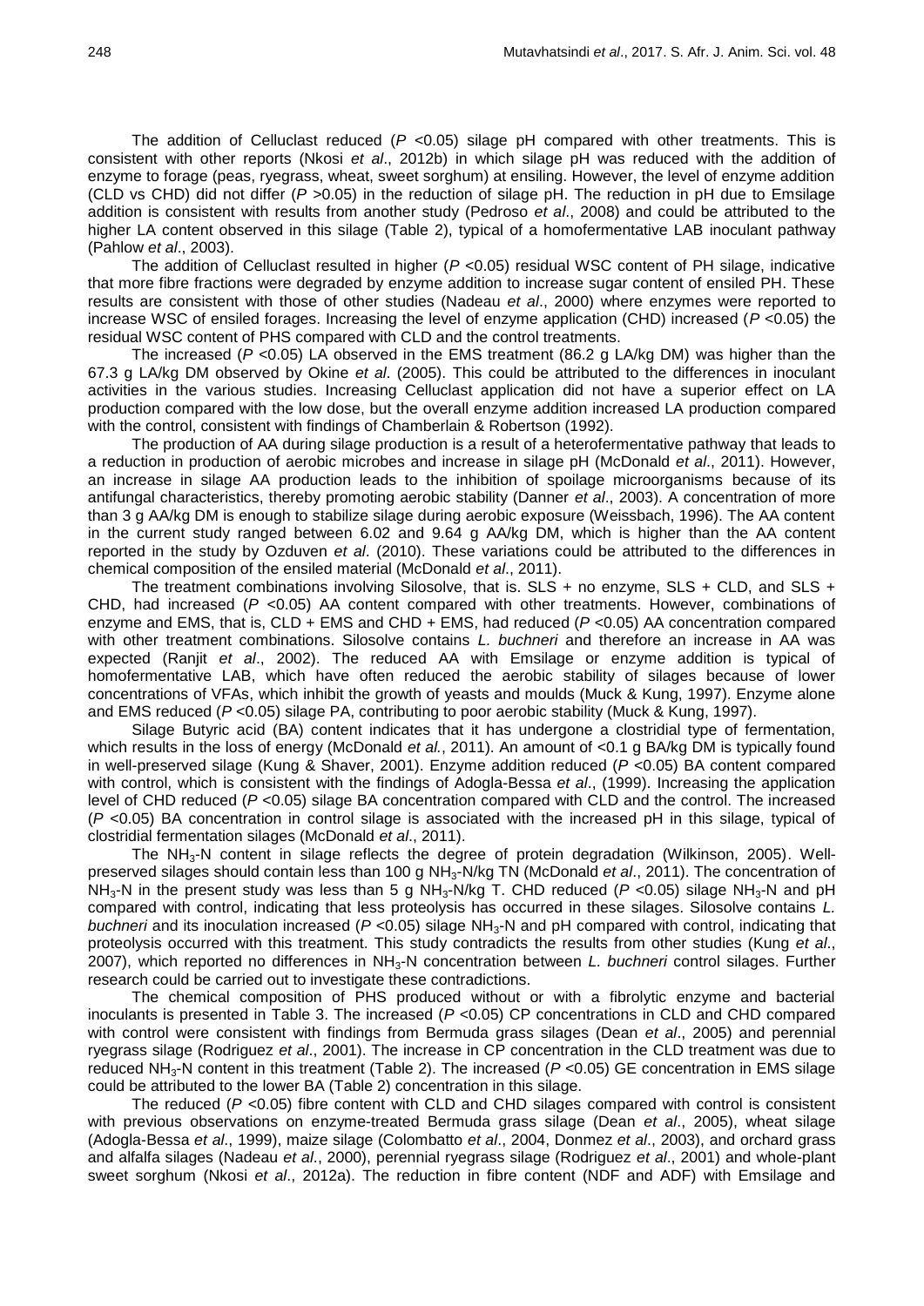The addition of Celluclast reduced ($P$ <0.05) silage pH compared with other treatments. This is consistent with other reports (Nkosi *et al*., 2012b) in which silage pH was reduced with the addition of enzyme to forage (peas, ryegrass, wheat, sweet sorghum) at ensiling. However, the level of enzyme addition (CLD vs CHD) did not differ ($P$ >0.05) in the reduction of silage pH. The reduction in pH due to Emsilage addition is consistent with results from another study (Pedroso *et al*., 2008) and could be attributed to the higher LA content observed in this silage (Table 2), typical of a homofermentative LAB inoculant pathway (Pahlow *et al*., 2003).

The addition of Celluclast resulted in higher ($P$ <0.05) residual WSC content of PH silage, indicative that more fibre fractions were degraded by enzyme addition to increase sugar content of ensiled PH. These results are consistent with those of other studies (Nadeau *et al*., 2000) where enzymes were reported to increase WSC of ensiled forages. Increasing the level of enzyme application (CHD) increased ($P$ <0.05) the residual WSC content of PHS compared with CLD and the control treatments.

The increased ($P$ <0.05) LA observed in the EMS treatment (86.2 g LA/kg DM) was higher than the 67.3 g LA/kg DM observed by Okine *et al*. (2005). This could be attributed to the differences in inoculant activities in the various studies. Increasing Celluclast application did not have a superior effect on LA production compared with the low dose, but the overall enzyme addition increased LA production compared with the control, consistent with findings of Chamberlain & Robertson (1992).

The production of AA during silage production is a result of a heterofermentative pathway that leads to a reduction in production of aerobic microbes and increase in silage pH (McDonald *et al*., 2011). However, an increase in silage AA production leads to the inhibition of spoilage microorganisms because of its antifungal characteristics, thereby promoting aerobic stability (Danner *et al*., 2003). A concentration of more than 3 g AA/kg DM is enough to stabilize silage during aerobic exposure (Weissbach, 1996). The AA content in the current study ranged between 6.02 and 9.64 g AA/kg DM, which is higher than the AA content reported in the study by Ozduven *et al*. (2010). These variations could be attributed to the differences in chemical composition of the ensiled material (McDonald *et al*., 2011).

The treatment combinations involving Silosolve, that is. SLS + no enzyme, SLS + CLD, and SLS + CHD, had increased ($P$ <0.05) AA content compared with other treatments. However, combinations of enzyme and EMS, that is, CLD + EMS and CHD + EMS, had reduced ($P$ <0.05) AA concentration compared with other treatment combinations. Silosolve contains *L. buchneri* and therefore an increase in AA was expected (Ranjit *et al*., 2002). The reduced AA with Emsilage or enzyme addition is typical of homofermentative LAB, which have often reduced the aerobic stability of silages because of lower concentrations of VFAs, which inhibit the growth of yeasts and moulds (Muck & Kung, 1997). Enzyme alone and EMS reduced ($P$ <0.05) silage PA, contributing to poor aerobic stability (Muck & Kung, 1997).

Silage Butyric acid (BA) content indicates that it has undergone a clostridial type of fermentation, which results in the loss of energy (McDonald *et al.*, 2011). An amount of <0.1 g BA/kg DM is typically found in well-preserved silage (Kung & Shaver, 2001). Enzyme addition reduced ($P$ <0.05) BA content compared with control, which is consistent with the findings of Adogla-Bessa *et al*., (1999). Increasing the application level of CHD reduced ($P$ <0.05) silage BA concentration compared with CLD and the control. The increased ($P$ <0.05) BA concentration in control silage is associated with the increased pH in this silage, typical of clostridial fermentation silages (McDonald *et al*., 2011).

The $NH_3$-N content in silage reflects the degree of protein degradation (Wilkinson, 2005). Well-preserved silages should contain less than 100 g $NH_3$-N/kg TN (McDonald *et al*., 2011). The concentration of $NH_3$-N in the present study was less than 5 g $NH_3$-N/kg T. CHD reduced ($P$ <0.05) silage $NH_3$-N and pH compared with control, indicating that less proteolysis has occurred in these silages. Silosolve contains *L. buchneri* and its inoculation increased ($P$ <0.05) silage $NH_3$-N and pH compared with control, indicating that proteolysis occurred with this treatment. This study contradicts the results from other studies (Kung *et al*., 2007), which reported no differences in $NH_3$-N concentration between *L. buchneri* control silages. Further research could be carried out to investigate these contradictions.

The chemical composition of PHS produced without or with a fibrolytic enzyme and bacterial inoculants is presented in Table 3. The increased ($P$ <0.05) CP concentrations in CLD and CHD compared with control were consistent with findings from Bermuda grass silages (Dean *et al*., 2005) and perennial ryegrass silage (Rodriguez *et al*., 2001). The increase in CP concentration in the CLD treatment was due to reduced $NH_3$-N content in this treatment (Table 2). The increased ($P$ <0.05) GE concentration in EMS silage could be attributed to the lower BA (Table 2) concentration in this silage.

The reduced ($P$ <0.05) fibre content with CLD and CHD silages compared with control is consistent with previous observations on enzyme-treated Bermuda grass silage (Dean *et al*., 2005), wheat silage (Adogla-Bessa *et al*., 1999), maize silage (Colombatto *et al*., 2004, Donmez *et al*., 2003), and orchard grass and alfalfa silages (Nadeau *et al*., 2000), perennial ryegrass silage (Rodriguez *et al*., 2001) and whole-plant sweet sorghum (Nkosi *et al*., 2012a). The reduction in fibre content (NDF and ADF) with Emsilage and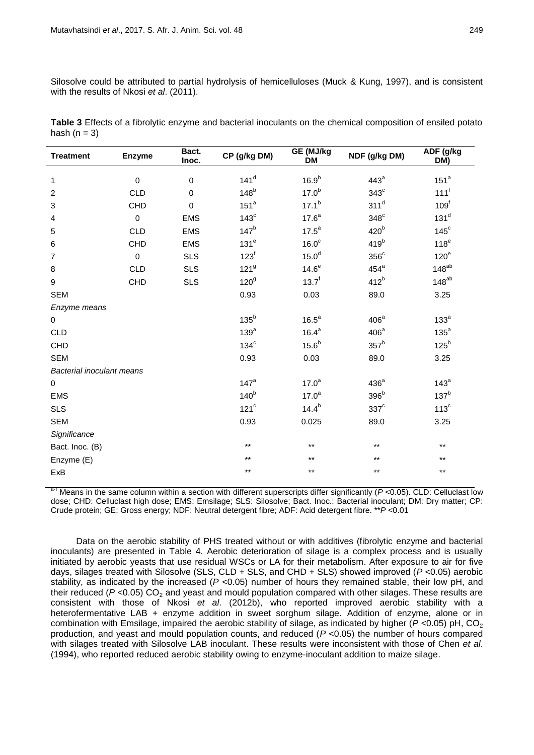Silosolve could be attributed to partial hydrolysis of hemicelluloses (Muck & Kung, 1997), and is consistent with the results of Nkosi *et al*. (2011).

**Table 3** Effects of a fibrolytic enzyme and bacterial inoculants on the chemical composition of ensiled potato hash (n = 3)

| Treatment | Enzyme | Bact. Inoc. | CP (g/kg DM) | GE (MJ/kg DM) | NDF (g/kg DM) | ADF (g/kg DM) |
|---|---|---|---|---|---|---|
| 1 | 0 | 0 | 141[d] | 16.9[b] | 443[a] | 151[a] |
| 2 | CLD | 0 | 148[b] | 17.0[b] | 343[c] | 111[f] |
| 3 | CHD | 0 | 151[a] | 17.1[b] | 311[d] | 109[f] |
| 4 | 0 | EMS | 143[c] | 17.6[a] | 348[c] | 131[d] |
| 5 | CLD | EMS | 147[b] | 17.5[a] | 420[b] | 145[c] |
| 6 | CHD | EMS | 131[e] | 16.0[c] | 419[b] | 118[e] |
| 7 | 0 | SLS | 123[f] | 15.0[d] | 356[c] | 120[e] |
| 8 | CLD | SLS | 121[g] | 14.6[e] | 454[a] | 148[ab] |
| 9 | CHD | SLS | 120[g] | 13.7[f] | 412[b] | 148[ab] |
| SEM | | | 0.93 | 0.03 | 89.0 | 3.25 |
| *Enzyme means* | | | | | | |
| 0 | | | 135[b] | 16.5[a] | 406[a] | 133[a] |
| CLD | | | 139[a] | 16.4[a] | 406[a] | 135[a] |
| CHD | | | 134[c] | 15.6[b] | 357[b] | 125[b] |
| SEM | | | 0.93 | 0.03 | 89.0 | 3.25 |
| *Bacterial inoculant means* | | | | | | |
| 0 | | | 147[a] | 17.0[a] | 436[a] | 143[a] |
| EMS | | | 140[b] | 17.0[a] | 396[b] | 137[b] |
| SLS | | | 121[c] | 14.4[b] | 337[c] | 113[c] |
| SEM | | | 0.93 | 0.025 | 89.0 | 3.25 |
| *Significance* | | | | | | |
| Bact. Inoc. (B) | | | ** | ** | ** | ** |
| Enzyme (E) | | | ** | ** | ** | ** |
| ExB | | | ** | ** | ** | ** |

[a-f] Means in the same column within a section with different superscripts differ significantly ($P$ <0.05). CLD: Celluclast low dose; CHD: Celluclast high dose; EMS: Emsilage; SLS: Silosolve; Bact. Inoc.: Bacterial inoculant; DM: Dry matter; CP: Crude protein; GE: Gross energy; NDF: Neutral detergent fibre; ADF: Acid detergent fibre. **$P$ <0.01

Data on the aerobic stability of PHS treated without or with additives (fibrolytic enzyme and bacterial inoculants) are presented in Table 4. Aerobic deterioration of silage is a complex process and is usually initiated by aerobic yeasts that use residual WSCs or LA for their metabolism. After exposure to air for five days, silages treated with Silosolve (SLS, CLD + SLS, and CHD + SLS) showed improved ($P$ <0.05) aerobic stability, as indicated by the increased ($P$ <0.05) number of hours they remained stable, their low pH, and their reduced ($P$ <0.05) $CO_2$ and yeast and mould population compared with other silages. These results are consistent with those of Nkosi *et al*. (2012b), who reported improved aerobic stability with a heterofermentative LAB + enzyme addition in sweet sorghum silage. Addition of enzyme, alone or in combination with Emsilage, impaired the aerobic stability of silage, as indicated by higher ($P$ <0.05) pH, $CO_2$ production, and yeast and mould population counts, and reduced ($P$ <0.05) the number of hours compared with silages treated with Silosolve LAB inoculant. These results were inconsistent with those of Chen *et al*. (1994), who reported reduced aerobic stability owing to enzyme-inoculant addition to maize silage.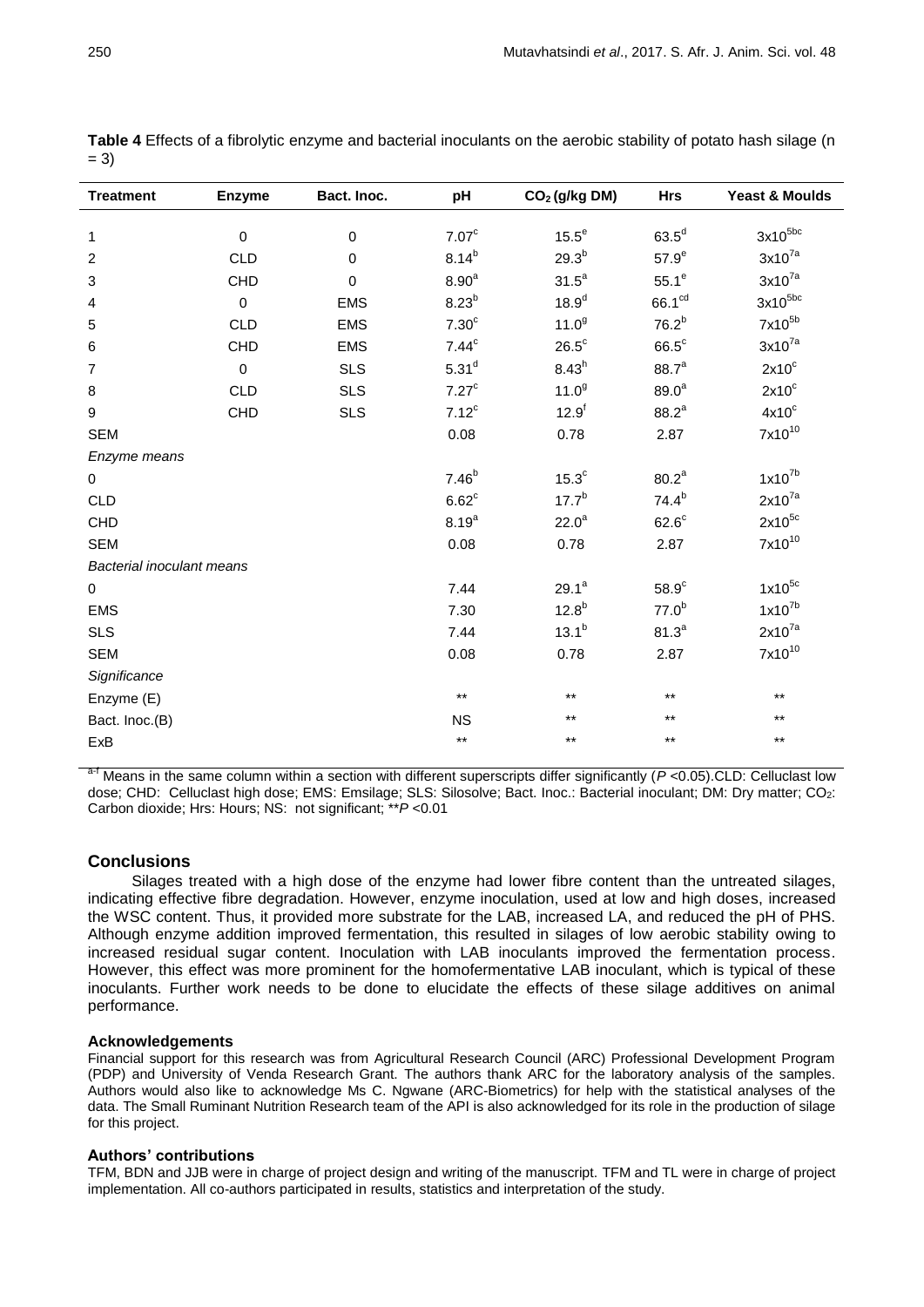**Table 4** Effects of a fibrolytic enzyme and bacterial inoculants on the aerobic stability of potato hash silage (n = 3)

| Treatment | Enzyme | Bact. Inoc. | pH | $CO_2$ (g/kg DM) | Hrs | Yeast & Moulds |
|---|---|---|---|---|---|---|
| 1 | 0 | 0 | 7.07[c] | 15.5[e] | 63.5[d] | $3x10^{5bc}$ |
| 2 | CLD | 0 | 8.14[b] | 29.3[b] | 57.9[e] | $3x10^{7a}$ |
| 3 | CHD | 0 | 8.90[a] | 31.5[a] | 55.1[e] | $3x10^{7a}$ |
| 4 | 0 | EMS | 8.23[b] | 18.9[d] | 66.1[cd] | $3x10^{5bc}$ |
| 5 | CLD | EMS | 7.30[c] | 11.0[g] | 76.2[b] | $7x10^{5b}$ |
| 6 | CHD | EMS | 7.44[c] | 26.5[c] | 66.5[c] | $3x10^{7a}$ |
| 7 | 0 | SLS | 5.31[d] | 8.43[h] | 88.7[a] | 2x10[c] |
| 8 | CLD | SLS | 7.27[c] | 11.0[g] | 89.0[a] | 2x10[c] |
| 9 | CHD | SLS | 7.12[c] | 12.9[f] | 88.2[a] | 4x10[c] |
| SEM | | | 0.08 | 0.78 | 2.87 | $7x10^{10}$ |
| *Enzyme means* | | | | | | |
| 0 | | | 7.46[b] | 15.3[c] | 80.2[a] | $1x10^{7b}$ |
| CLD | | | 6.62[c] | 17.7[b] | 74.4[b] | $2x10^{7a}$ |
| CHD | | | 8.19[a] | 22.0[a] | 62.6[c] | $2x10^{5c}$ |
| SEM | | | 0.08 | 0.78 | 2.87 | $7x10^{10}$ |
| *Bacterial inoculant means* | | | | | | |
| 0 | | | 7.44 | 29.1[a] | 58.9[c] | $1x10^{5c}$ |
| EMS | | | 7.30 | 12.8[b] | 77.0[b] | $1x10^{7b}$ |
| SLS | | | 7.44 | 13.1[b] | 81.3[a] | $2x10^{7a}$ |
| SEM | | | 0.08 | 0.78 | 2.87 | $7x10^{10}$ |
| *Significance* | | | | | | |
| Enzyme (E) | | | ** | ** | ** | ** |
| Bact. Inoc.(B) | | | NS | ** | ** | ** |
| ExB | | | ** | ** | ** | ** |

[a-f] Means in the same column within a section with different superscripts differ significantly ($P$ <0.05).CLD: Celluclast low dose; CHD: Celluclast high dose; EMS: Emsilage; SLS: Silosolve; Bact. Inoc.: Bacterial inoculant; DM: Dry matter; $CO_2$: Carbon dioxide; Hrs: Hours; NS: not significant; **$P$ <0.01

## Conclusions

Silages treated with a high dose of the enzyme had lower fibre content than the untreated silages, indicating effective fibre degradation. However, enzyme inoculation, used at low and high doses, increased the WSC content. Thus, it provided more substrate for the LAB, increased LA, and reduced the pH of PHS. Although enzyme addition improved fermentation, this resulted in silages of low aerobic stability owing to increased residual sugar content. Inoculation with LAB inoculants improved the fermentation process. However, this effect was more prominent for the homofermentative LAB inoculant, which is typical of these inoculants. Further work needs to be done to elucidate the effects of these silage additives on animal performance.

### Acknowledgements

Financial support for this research was from Agricultural Research Council (ARC) Professional Development Program (PDP) and University of Venda Research Grant. The authors thank ARC for the laboratory analysis of the samples. Authors would also like to acknowledge Ms C. Ngwane (ARC-Biometrics) for help with the statistical analyses of the data. The Small Ruminant Nutrition Research team of the API is also acknowledged for its role in the production of silage for this project.

### Authors' contributions

TFM, BDN and JJB were in charge of project design and writing of the manuscript. TFM and TL were in charge of project implementation. All co-authors participated in results, statistics and interpretation of the study.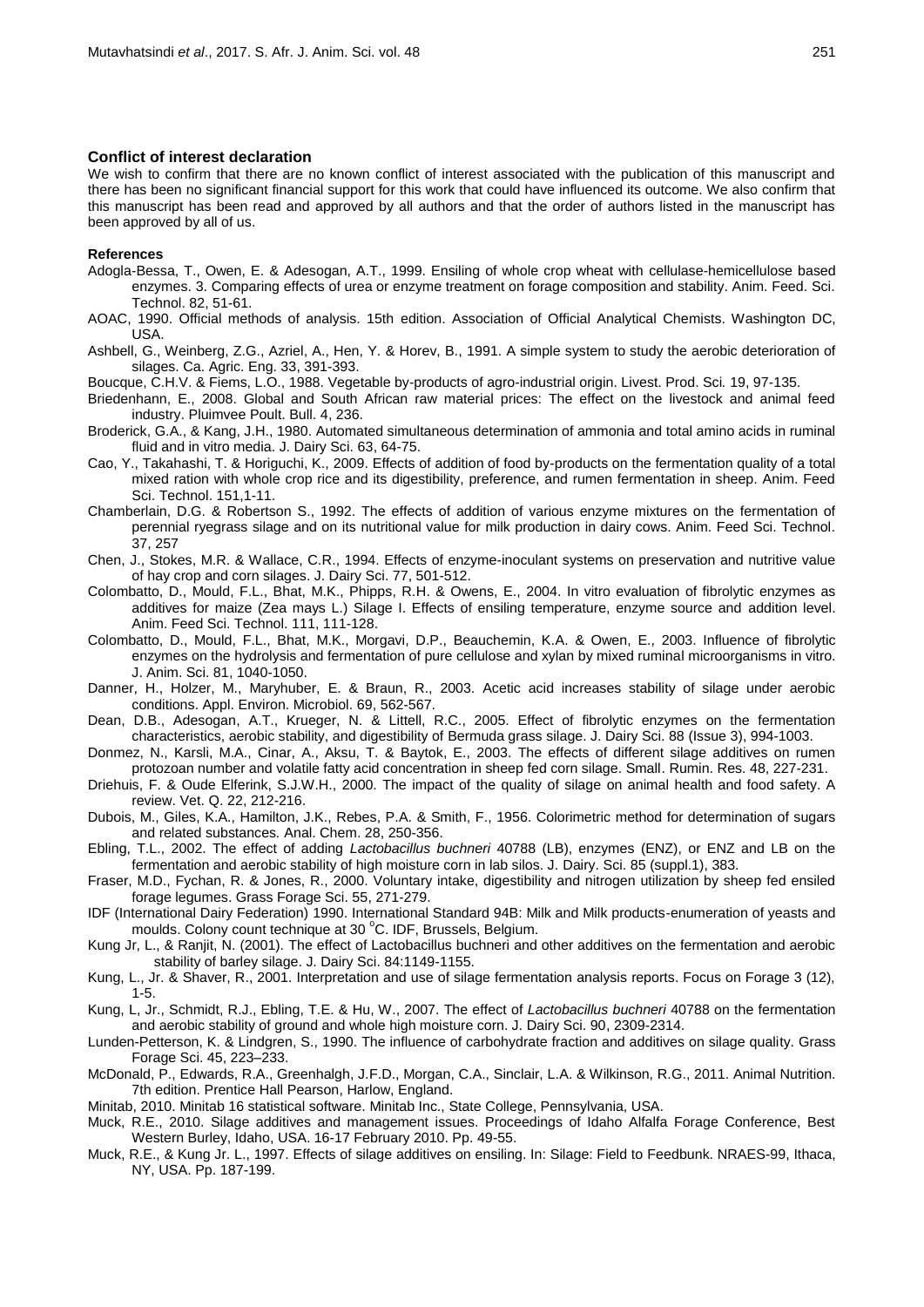## Conflict of interest declaration

We wish to confirm that there are no known conflict of interest associated with the publication of this manuscript and there has been no significant financial support for this work that could have influenced its outcome. We also confirm that this manuscript has been read and approved by all authors and that the order of authors listed in the manuscript has been approved by all of us.

## References

Adogla-Bessa, T., Owen, E. & Adesogan, A.T., 1999. Ensiling of whole crop wheat with cellulase-hemicellulose based enzymes. 3. Comparing effects of urea or enzyme treatment on forage composition and stability. Anim. Feed. Sci. Technol. 82, 51-61.

AOAC, 1990. Official methods of analysis. 15th edition. Association of Official Analytical Chemists. Washington DC, USA.

Ashbell, G., Weinberg, Z.G., Azriel, A., Hen, Y. & Horev, B., 1991. A simple system to study the aerobic deterioration of silages. Ca. Agric. Eng. 33, 391-393.

Boucque, C.H.V. & Fiems, L.O., 1988. Vegetable by-products of agro-industrial origin. Livest. Prod. Sci. 19, 97-135.

Briedenhann, E., 2008. Global and South African raw material prices: The effect on the livestock and animal feed industry. Pluimvee Poult. Bull. 4, 236.

Broderick, G.A., & Kang, J.H., 1980. Automated simultaneous determination of ammonia and total amino acids in ruminal fluid and in vitro media. J. Dairy Sci. 63, 64-75.

Cao, Y., Takahashi, T. & Horiguchi, K., 2009. Effects of addition of food by-products on the fermentation quality of a total mixed ration with whole crop rice and its digestibility, preference, and rumen fermentation in sheep. Anim. Feed Sci. Technol. 151,1-11.

Chamberlain, D.G. & Robertson S., 1992. The effects of addition of various enzyme mixtures on the fermentation of perennial ryegrass silage and on its nutritional value for milk production in dairy cows. Anim. Feed Sci. Technol. 37, 257

Chen, J., Stokes, M.R. & Wallace, C.R., 1994. Effects of enzyme-inoculant systems on preservation and nutritive value of hay crop and corn silages. J. Dairy Sci. 77, 501-512.

Colombatto, D., Mould, F.L., Bhat, M.K., Phipps, R.H. & Owens, E., 2004. In vitro evaluation of fibrolytic enzymes as additives for maize (Zea mays L.) Silage I. Effects of ensiling temperature, enzyme source and addition level. Anim. Feed Sci. Technol. 111, 111-128.

Colombatto, D., Mould, F.L., Bhat, M.K., Morgavi, D.P., Beauchemin, K.A. & Owen, E., 2003. Influence of fibrolytic enzymes on the hydrolysis and fermentation of pure cellulose and xylan by mixed ruminal microorganisms in vitro. J. Anim. Sci. 81, 1040-1050.

Danner, H., Holzer, M., Maryhuber, E. & Braun, R., 2003. Acetic acid increases stability of silage under aerobic conditions. Appl. Environ. Microbiol. 69, 562-567.

Dean, D.B., Adesogan, A.T., Krueger, N. & Littell, R.C., 2005. Effect of fibrolytic enzymes on the fermentation characteristics, aerobic stability, and digestibility of Bermuda grass silage. J. Dairy Sci. 88 (Issue 3), 994-1003.

Donmez, N., Karsli, M.A., Cinar, A., Aksu, T. & Baytok, E., 2003. The effects of different silage additives on rumen protozoan number and volatile fatty acid concentration in sheep fed corn silage. Small. Rumin. Res. 48, 227-231.

Driehuis, F. & Oude Elferink, S.J.W.H., 2000. The impact of the quality of silage on animal health and food safety. A review. Vet. Q. 22, 212-216.

Dubois, M., Giles, K.A., Hamilton, J.K., Rebes, P.A. & Smith, F., 1956. Colorimetric method for determination of sugars and related substances. Anal. Chem. 28, 250-356.

Ebling, T.L., 2002. The effect of adding *Lactobacillus buchneri* 40788 (LB), enzymes (ENZ), or ENZ and LB on the fermentation and aerobic stability of high moisture corn in lab silos. J. Dairy. Sci. 85 (suppl.1), 383.

Fraser, M.D., Fychan, R. & Jones, R., 2000. Voluntary intake, digestibility and nitrogen utilization by sheep fed ensiled forage legumes. Grass Forage Sci. 55, 271-279.

IDF (International Dairy Federation) 1990. International Standard 94B: Milk and Milk products-enumeration of yeasts and moulds. Colony count technique at 30 °C. IDF, Brussels, Belgium.

Kung Jr, L., & Ranjit, N. (2001). The effect of Lactobacillus buchneri and other additives on the fermentation and aerobic stability of barley silage. J. Dairy Sci. 84:1149-1155.

Kung, L., Jr. & Shaver, R., 2001. Interpretation and use of silage fermentation analysis reports. Focus on Forage 3 (12), 1-5.

Kung, L, Jr., Schmidt, R.J., Ebling, T.E. & Hu, W., 2007. The effect of *Lactobacillus buchneri* 40788 on the fermentation and aerobic stability of ground and whole high moisture corn. J. Dairy Sci. 90, 2309-2314.

Lunden-Petterson, K. & Lindgren, S., 1990. The influence of carbohydrate fraction and additives on silage quality. Grass Forage Sci. 45, 223–233.

McDonald, P., Edwards, R.A., Greenhalgh, J.F.D., Morgan, C.A., Sinclair, L.A. & Wilkinson, R.G., 2011. Animal Nutrition. 7th edition. Prentice Hall Pearson, Harlow, England.

Minitab, 2010. Minitab 16 statistical software. Minitab Inc., State College, Pennsylvania, USA.

Muck, R.E., 2010. Silage additives and management issues. Proceedings of Idaho Alfalfa Forage Conference, Best Western Burley, Idaho, USA. 16-17 February 2010. Pp. 49-55.

Muck, R.E., & Kung Jr. L., 1997. Effects of silage additives on ensiling. In: Silage: Field to Feedbunk. NRAES-99, Ithaca, NY, USA. Pp. 187-199.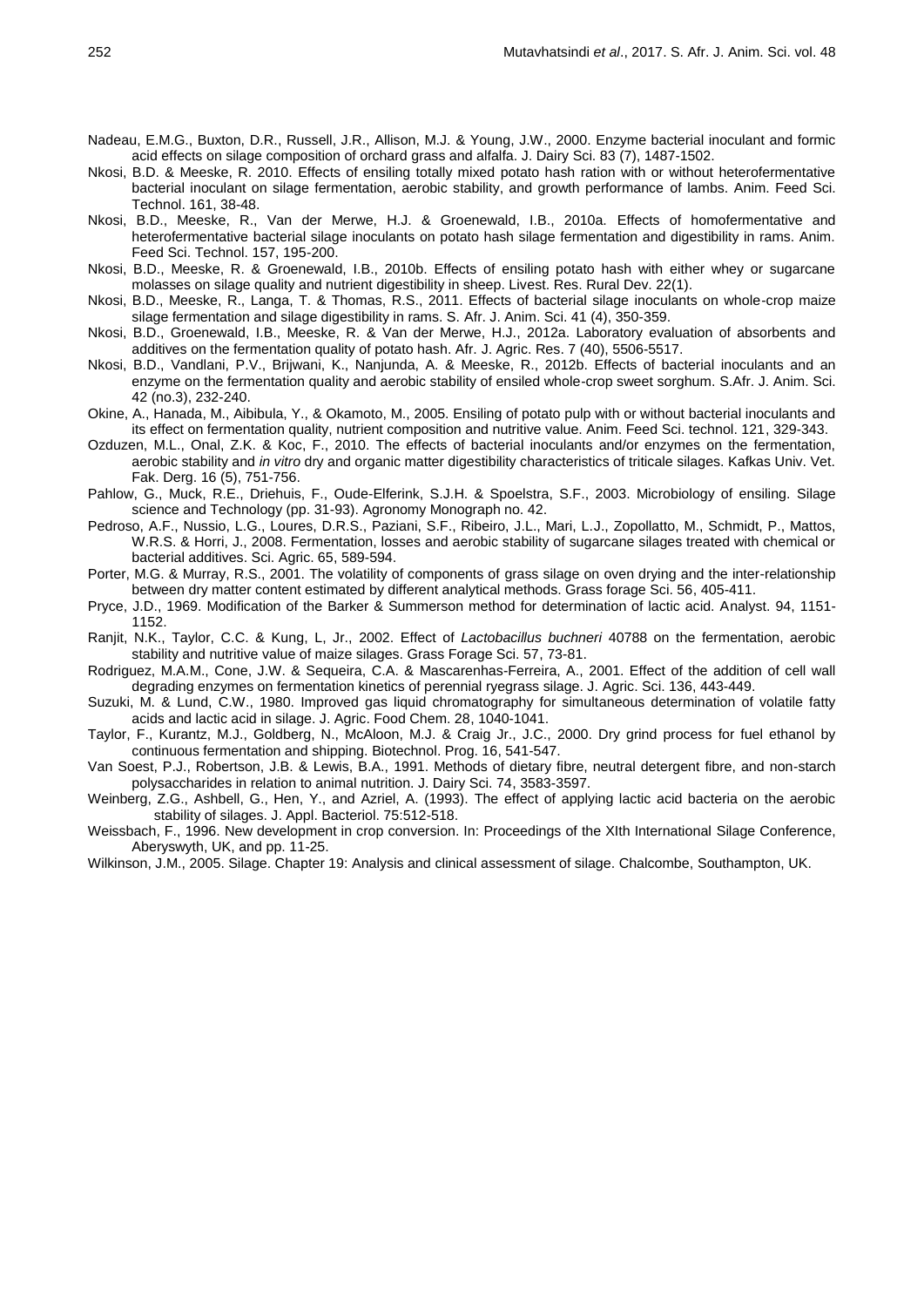Nadeau, E.M.G., Buxton, D.R., Russell, J.R., Allison, M.J. & Young, J.W., 2000. Enzyme bacterial inoculant and formic acid effects on silage composition of orchard grass and alfalfa. J. Dairy Sci. 83 (7), 1487-1502.

Nkosi, B.D. & Meeske, R. 2010. Effects of ensiling totally mixed potato hash ration with or without heterofermentative bacterial inoculant on silage fermentation, aerobic stability, and growth performance of lambs. Anim. Feed Sci. Technol. 161, 38-48.

Nkosi, B.D., Meeske, R., Van der Merwe, H.J. & Groenewald, I.B., 2010a. Effects of homofermentative and heterofermentative bacterial silage inoculants on potato hash silage fermentation and digestibility in rams. Anim. Feed Sci. Technol. 157, 195-200.

Nkosi, B.D., Meeske, R. & Groenewald, I.B., 2010b. Effects of ensiling potato hash with either whey or sugarcane molasses on silage quality and nutrient digestibility in sheep. Livest. Res. Rural Dev. 22(1).

Nkosi, B.D., Meeske, R., Langa, T. & Thomas, R.S., 2011. Effects of bacterial silage inoculants on whole-crop maize silage fermentation and silage digestibility in rams. S. Afr. J. Anim. Sci. 41 (4), 350-359.

Nkosi, B.D., Groenewald, I.B., Meeske, R. & Van der Merwe, H.J., 2012a. Laboratory evaluation of absorbents and additives on the fermentation quality of potato hash. Afr. J. Agric. Res. 7 (40), 5506-5517.

Nkosi, B.D., Vandlani, P.V., Brijwani, K., Nanjunda, A. & Meeske, R., 2012b. Effects of bacterial inoculants and an enzyme on the fermentation quality and aerobic stability of ensiled whole-crop sweet sorghum. S.Afr. J. Anim. Sci. 42 (no.3), 232-240.

Okine, A., Hanada, M., Aibibula, Y., & Okamoto, M., 2005. Ensiling of potato pulp with or without bacterial inoculants and its effect on fermentation quality, nutrient composition and nutritive value. Anim. Feed Sci. technol. 121, 329-343.

Ozduzen, M.L., Onal, Z.K. & Koc, F., 2010. The effects of bacterial inoculants and/or enzymes on the fermentation, aerobic stability and *in vitro* dry and organic matter digestibility characteristics of triticale silages. Kafkas Univ. Vet. Fak. Derg. 16 (5), 751-756.

Pahlow, G., Muck, R.E., Driehuis, F., Oude-Elferink, S.J.H. & Spoelstra, S.F., 2003. Microbiology of ensiling. Silage science and Technology (pp. 31-93). Agronomy Monograph no. 42.

Pedroso, A.F., Nussio, L.G., Loures, D.R.S., Paziani, S.F., Ribeiro, J.L., Mari, L.J., Zopollatto, M., Schmidt, P., Mattos, W.R.S. & Horri, J., 2008. Fermentation, losses and aerobic stability of sugarcane silages treated with chemical or bacterial additives. Sci. Agric. 65, 589-594.

Porter, M.G. & Murray, R.S., 2001. The volatility of components of grass silage on oven drying and the inter-relationship between dry matter content estimated by different analytical methods. Grass forage Sci. 56, 405-411.

Pryce, J.D., 1969. Modification of the Barker & Summerson method for determination of lactic acid. Analyst. 94, 1151-1152.

Ranjit, N.K., Taylor, C.C. & Kung, L, Jr., 2002. Effect of *Lactobacillus buchneri* 40788 on the fermentation, aerobic stability and nutritive value of maize silages. Grass Forage Sci. 57, 73-81.

Rodriguez, M.A.M., Cone, J.W. & Sequeira, C.A. & Mascarenhas-Ferreira, A., 2001. Effect of the addition of cell wall degrading enzymes on fermentation kinetics of perennial ryegrass silage. J. Agric. Sci. 136, 443-449.

Suzuki, M. & Lund, C.W., 1980. Improved gas liquid chromatography for simultaneous determination of volatile fatty acids and lactic acid in silage. J. Agric. Food Chem. 28, 1040-1041.

Taylor, F., Kurantz, M.J., Goldberg, N., McAloon, M.J. & Craig Jr., J.C., 2000. Dry grind process for fuel ethanol by continuous fermentation and shipping. Biotechnol. Prog. 16, 541-547.

Van Soest, P.J., Robertson, J.B. & Lewis, B.A., 1991. Methods of dietary fibre, neutral detergent fibre, and non-starch polysaccharides in relation to animal nutrition. J. Dairy Sci. 74, 3583-3597.

Weinberg, Z.G., Ashbell, G., Hen, Y., and Azriel, A. (1993). The effect of applying lactic acid bacteria on the aerobic stability of silages. J. Appl. Bacteriol. 75:512-518.

Weissbach, F., 1996. New development in crop conversion. In: Proceedings of the XIth International Silage Conference, Aberyswyth, UK, and pp. 11-25.

Wilkinson, J.M., 2005. Silage. Chapter 19: Analysis and clinical assessment of silage. Chalcombe, Southampton, UK.